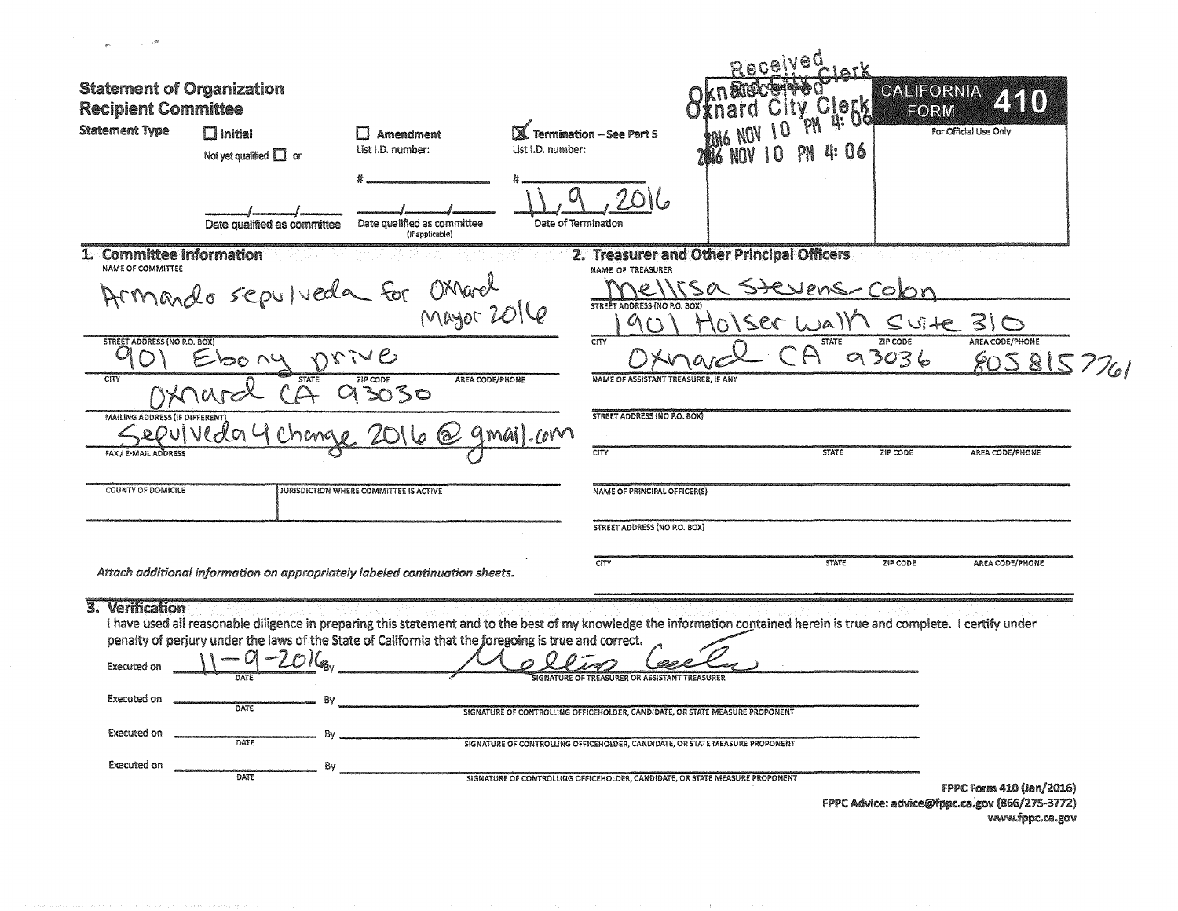# Statement of Organization Recipient Committee

**CALIFORNIA FORM 410**

For Official Use Only

Received
Oxnard City Clerk
2016 NOV 10 PM 4:06

**Statement Type**

- ☐ **Initial** — Not yet qualified ☐ or ___/___/___ Date qualified as committee
- ☐ **Amendment** — List I.D. number: # ___ ___/___/___ Date qualified as committee (If applicable)
- ☒ **Termination – See Part 5** — List I.D. number: # ___ 11/9/2016 Date of Termination

## 1. Committee Information

NAME OF COMMITTEE: Armando sepulveda for Oxnard Mayor 2016

STREET ADDRESS (NO P.O. BOX): 901 Ebony Drive

CITY: Oxnard STATE: CA ZIP CODE: 93030 AREA CODE/PHONE:

MAILING ADDRESS (IF DIFFERENT):

FAX / E-MAIL ADDRESS: Sepulveda4change2016@gmail.com

COUNTY OF DOMICILE: JURISDICTION WHERE COMMITTEE IS ACTIVE:

*Attach additional information on appropriately labeled continuation sheets.*

## 2. Treasurer and Other Principal Officers

NAME OF TREASURER: Mellissa Stevens-Colon

STREET ADDRESS (NO P.O. BOX): 1901 Holser Walk Suite 310

CITY: Oxnard STATE: CA ZIP CODE: 93036 AREA CODE/PHONE: 8058157761

NAME OF ASSISTANT TREASURER, IF ANY:

STREET ADDRESS (NO P.O. BOX):

CITY: STATE: ZIP CODE: AREA CODE/PHONE:

NAME OF PRINCIPAL OFFICER(S):

STREET ADDRESS (NO P.O. BOX):

CITY: STATE: ZIP CODE: AREA CODE/PHONE:

## 3. Verification

I have used all reasonable diligence in preparing this statement and to the best of my knowledge the information contained herein is true and complete. I certify under penalty of perjury under the laws of the State of California that the foregoing is true and correct.

Executed on 11-9-2016 (DATE) By [signature] (SIGNATURE OF TREASURER OR ASSISTANT TREASURER)

Executed on ________ (DATE) By ________ (SIGNATURE OF CONTROLLING OFFICEHOLDER, CANDIDATE, OR STATE MEASURE PROPONENT)

Executed on ________ (DATE) By ________ (SIGNATURE OF CONTROLLING OFFICEHOLDER, CANDIDATE, OR STATE MEASURE PROPONENT)

Executed on ________ (DATE) By ________ (SIGNATURE OF CONTROLLING OFFICEHOLDER, CANDIDATE, OR STATE MEASURE PROPONENT)

FPPC Form 410 (Jan/2016)
FPPC Advice: advice@fppc.ca.gov (866/275-3772)
www.fppc.ca.gov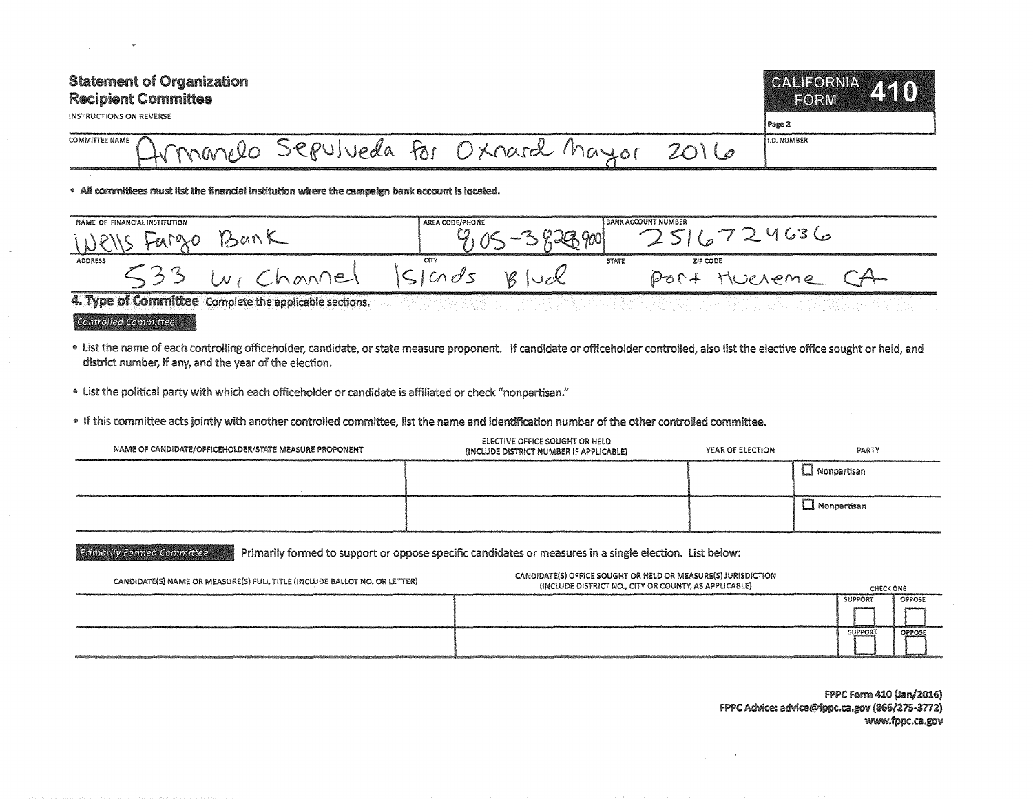# Statement of Organization
## Recipient Committee

INSTRUCTIONS ON REVERSE

**CALIFORNIA FORM 410**

Page 2

| COMMITTEE NAME | I.D. NUMBER |
|---|---|
| Armando Sepulveda for Oxnard Mayor 2016 | |

- **All committees must list the financial institution where the campaign bank account is located.**

| NAME OF FINANCIAL INSTITUTION | AREA CODE/PHONE | BANK ACCOUNT NUMBER | |
|---|---|---|---|
| Wells Fargo Bank | 805-3828900 | 2516724636 | |
| **ADDRESS** | **CITY** | **STATE** | **ZIP CODE** |
| 533 W. Channel Islands Blvd | | Port Hueneme CA | |

## 4. Type of Committee
Complete the applicable sections.

### Controlled Committee

- List the name of each controlling officeholder, candidate, or state measure proponent. If candidate or officeholder controlled, also list the elective office sought or held, and district number, if any, and the year of the election.
- List the political party with which each officeholder or candidate is affiliated or check "nonpartisan."
- If this committee acts jointly with another controlled committee, list the name and identification number of the other controlled committee.

| NAME OF CANDIDATE/OFFICEHOLDER/STATE MEASURE PROPONENT | ELECTIVE OFFICE SOUGHT OR HELD (INCLUDE DISTRICT NUMBER IF APPLICABLE) | YEAR OF ELECTION | PARTY |
|---|---|---|---|
| | | | ☐ Nonpartisan |
| | | | ☐ Nonpartisan |

### Primarily Formed Committee

Primarily formed to support or oppose specific candidates or measures in a single election. List below:

| CANDIDATE(S) NAME OR MEASURE(S) FULL TITLE (INCLUDE BALLOT NO. OR LETTER) | CANDIDATE(S) OFFICE SOUGHT OR HELD OR MEASURE(S) JURISDICTION (INCLUDE DISTRICT NO., CITY OR COUNTY, AS APPLICABLE) | CHECK ONE: SUPPORT | OPPOSE |
|---|---|---|---|
| | | ☐ | ☐ |
| | | ☐ | ☐ |

FPPC Form 410 (Jan/2016)
FPPC Advice: advice@fppc.ca.gov (866/275-3772)
www.fppc.ca.gov